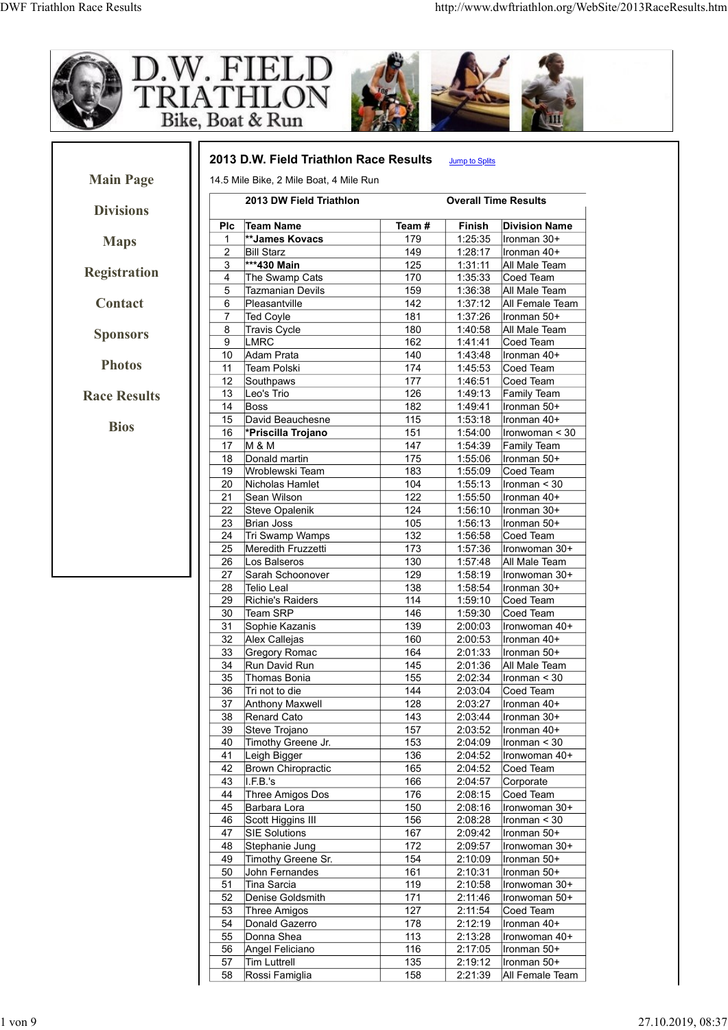Main Page

Divisions

Maps

Registration

Contact

Sponsors

Photos

Race Results

Bios

## 2013 D.W. Field Triathlon Race Results

Jump to Splits

14.5 Mile Bike, 2 Mile Boat, 4 Mile Run

| 2013 DW Field Triathlon | | | Overall Time Results | |
|---|---|---|---|---|
| **Plc** | **Team Name** | **Team #** | **Finish** | **Division Name** |
| 1 | **\*\*James Kovacs** | 179 | 1:25:35 | Ironman 30+ |
| 2 | Bill Starz | 149 | 1:28:17 | Ironman 40+ |
| 3 | **\*\*\*430 Main** | 125 | 1:31:11 | All Male Team |
| 4 | The Swamp Cats | 170 | 1:35:33 | Coed Team |
| 5 | Tazmanian Devils | 159 | 1:36:38 | All Male Team |
| 6 | Pleasantville | 142 | 1:37:12 | All Female Team |
| 7 | Ted Coyle | 181 | 1:37:26 | Ironman 50+ |
| 8 | Travis Cycle | 180 | 1:40:58 | All Male Team |
| 9 | LMRC | 162 | 1:41:41 | Coed Team |
| 10 | Adam Prata | 140 | 1:43:48 | Ironman 40+ |
| 11 | Team Polski | 174 | 1:45:53 | Coed Team |
| 12 | Southpaws | 177 | 1:46:51 | Coed Team |
| 13 | Leo's Trio | 126 | 1:49:13 | Family Team |
| 14 | Boss | 182 | 1:49:41 | Ironman 50+ |
| 15 | David Beauchesne | 115 | 1:53:18 | Ironman 40+ |
| 16 | **\*Priscilla Trojano** | 151 | 1:54:00 | Ironwoman < 30 |
| 17 | M & M | 147 | 1:54:39 | Family Team |
| 18 | Donald martin | 175 | 1:55:06 | Ironman 50+ |
| 19 | Wroblewski Team | 183 | 1:55:09 | Coed Team |
| 20 | Nicholas Hamlet | 104 | 1:55:13 | Ironman < 30 |
| 21 | Sean Wilson | 122 | 1:55:50 | Ironman 40+ |
| 22 | Steve Opalenik | 124 | 1:56:10 | Ironman 30+ |
| 23 | Brian Joss | 105 | 1:56:13 | Ironman 50+ |
| 24 | Tri Swamp Wamps | 132 | 1:56:58 | Coed Team |
| 25 | Meredith Fruzzetti | 173 | 1:57:36 | Ironwoman 30+ |
| 26 | Los Balseros | 130 | 1:57:48 | All Male Team |
| 27 | Sarah Schoonover | 129 | 1:58:19 | Ironwoman 30+ |
| 28 | Telio Leal | 138 | 1:58:54 | Ironman 30+ |
| 29 | Richie's Raiders | 114 | 1:59:10 | Coed Team |
| 30 | Team SRP | 146 | 1:59:30 | Coed Team |
| 31 | Sophie Kazanis | 139 | 2:00:03 | Ironwoman 40+ |
| 32 | Alex Callejas | 160 | 2:00:53 | Ironman 40+ |
| 33 | Gregory Romac | 164 | 2:01:33 | Ironman 50+ |
| 34 | Run David Run | 145 | 2:01:36 | All Male Team |
| 35 | Thomas Bonia | 155 | 2:02:34 | Ironman < 30 |
| 36 | Tri not to die | 144 | 2:03:04 | Coed Team |
| 37 | Anthony Maxwell | 128 | 2:03:27 | Ironman 40+ |
| 38 | Renard Cato | 143 | 2:03:44 | Ironman 30+ |
| 39 | Steve Trojano | 157 | 2:03:52 | Ironman 40+ |
| 40 | Timothy Greene Jr. | 153 | 2:04:09 | Ironman < 30 |
| 41 | Leigh Bigger | 136 | 2:04:52 | Ironwoman 40+ |
| 42 | Brown Chiropractic | 165 | 2:04:52 | Coed Team |
| 43 | I.F.B.'s | 166 | 2:04:57 | Corporate |
| 44 | Three Amigos Dos | 176 | 2:08:15 | Coed Team |
| 45 | Barbara Lora | 150 | 2:08:16 | Ironwoman 30+ |
| 46 | Scott Higgins III | 156 | 2:08:28 | Ironman < 30 |
| 47 | SIE Solutions | 167 | 2:09:42 | Ironman 50+ |
| 48 | Stephanie Jung | 172 | 2:09:57 | Ironwoman 30+ |
| 49 | Timothy Greene Sr. | 154 | 2:10:09 | Ironman 50+ |
| 50 | John Fernandes | 161 | 2:10:31 | Ironman 50+ |
| 51 | Tina Sarcia | 119 | 2:10:58 | Ironwoman 30+ |
| 52 | Denise Goldsmith | 171 | 2:11:46 | Ironwoman 50+ |
| 53 | Three Amigos | 127 | 2:11:54 | Coed Team |
| 54 | Donald Gazerro | 178 | 2:12:19 | Ironman 40+ |
| 55 | Donna Shea | 113 | 2:13:28 | Ironwoman 40+ |
| 56 | Angel Feliciano | 116 | 2:17:05 | Ironman 50+ |
| 57 | Tim Luttrell | 135 | 2:19:12 | Ironman 50+ |
| 58 | Rossi Famiglia | 158 | 2:21:39 | All Female Team |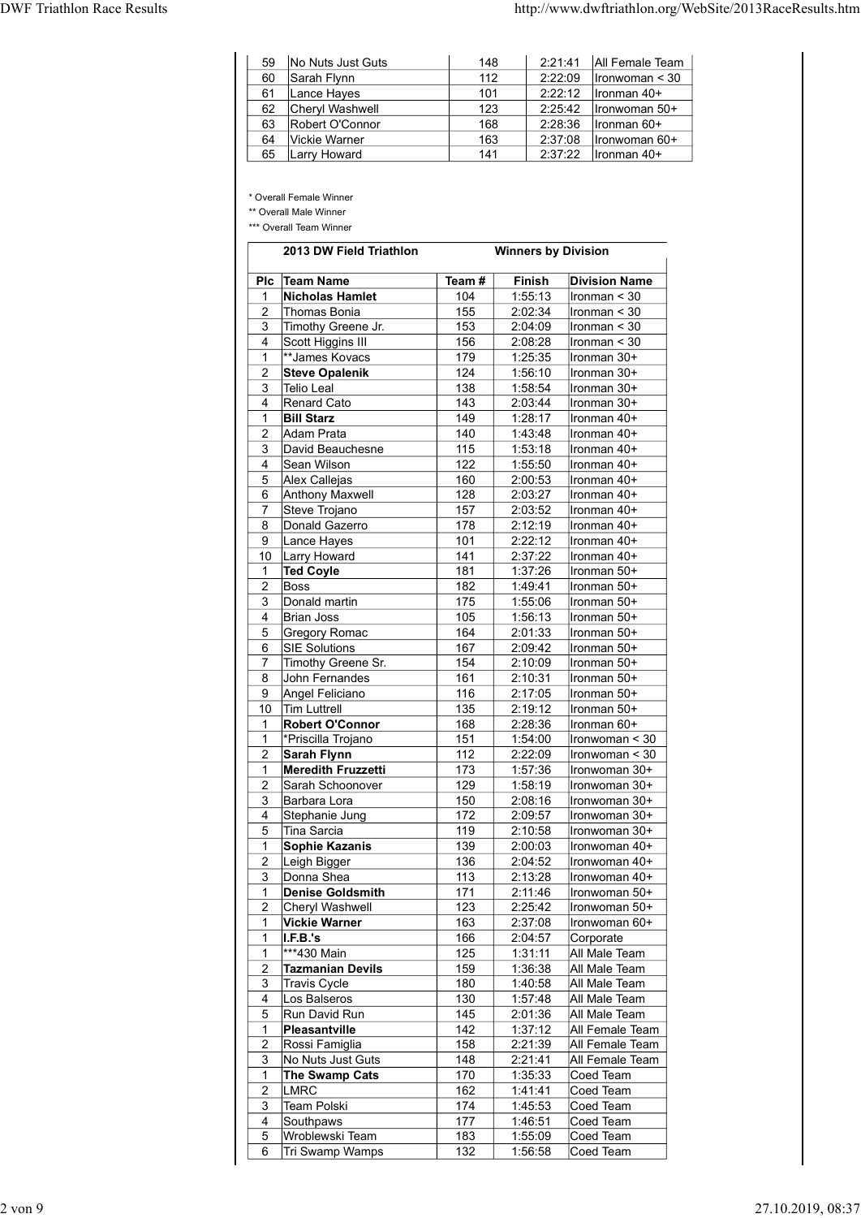| 59 | No Nuts Just Guts | 148 | 2:21:41 | All Female Team |
|---|---|---|---|---|
| 60 | Sarah Flynn | 112 | 2:22:09 | Ironwoman < 30 |
| 61 | Lance Hayes | 101 | 2:22:12 | Ironman 40+ |
| 62 | Cheryl Washwell | 123 | 2:25:42 | Ironwoman 50+ |
| 63 | Robert O'Connor | 168 | 2:28:36 | Ironman 60+ |
| 64 | Vickie Warner | 163 | 2:37:08 | Ironwoman 60+ |
| 65 | Larry Howard | 141 | 2:37:22 | Ironman 40+ |

* Overall Female Winner

** Overall Male Winner

*** Overall Team Winner

| | 2013 DW Field Triathlon | | Winners by Division | |
|---|---|---|---|---|
| **Plc** | **Team Name** | **Team #** | **Finish** | **Division Name** |
| 1 | **Nicholas Hamlet** | 104 | 1:55:13 | Ironman < 30 |
| 2 | Thomas Bonia | 155 | 2:02:34 | Ironman < 30 |
| 3 | Timothy Greene Jr. | 153 | 2:04:09 | Ironman < 30 |
| 4 | Scott Higgins III | 156 | 2:08:28 | Ironman < 30 |
| 1 | **James Kovacs | 179 | 1:25:35 | Ironman 30+ |
| 2 | **Steve Opalenik** | 124 | 1:56:10 | Ironman 30+ |
| 3 | Telio Leal | 138 | 1:58:54 | Ironman 30+ |
| 4 | Renard Cato | 143 | 2:03:44 | Ironman 30+ |
| 1 | **Bill Starz** | 149 | 1:28:17 | Ironman 40+ |
| 2 | Adam Prata | 140 | 1:43:48 | Ironman 40+ |
| 3 | David Beauchesne | 115 | 1:53:18 | Ironman 40+ |
| 4 | Sean Wilson | 122 | 1:55:50 | Ironman 40+ |
| 5 | Alex Callejas | 160 | 2:00:53 | Ironman 40+ |
| 6 | Anthony Maxwell | 128 | 2:03:27 | Ironman 40+ |
| 7 | Steve Trojano | 157 | 2:03:52 | Ironman 40+ |
| 8 | Donald Gazerro | 178 | 2:12:19 | Ironman 40+ |
| 9 | Lance Hayes | 101 | 2:22:12 | Ironman 40+ |
| 10 | Larry Howard | 141 | 2:37:22 | Ironman 40+ |
| 1 | **Ted Coyle** | 181 | 1:37:26 | Ironman 50+ |
| 2 | Boss | 182 | 1:49:41 | Ironman 50+ |
| 3 | Donald martin | 175 | 1:55:06 | Ironman 50+ |
| 4 | Brian Joss | 105 | 1:56:13 | Ironman 50+ |
| 5 | Gregory Romac | 164 | 2:01:33 | Ironman 50+ |
| 6 | SIE Solutions | 167 | 2:09:42 | Ironman 50+ |
| 7 | Timothy Greene Sr. | 154 | 2:10:09 | Ironman 50+ |
| 8 | John Fernandes | 161 | 2:10:31 | Ironman 50+ |
| 9 | Angel Feliciano | 116 | 2:17:05 | Ironman 50+ |
| 10 | Tim Luttrell | 135 | 2:19:12 | Ironman 50+ |
| 1 | **Robert O'Connor** | 168 | 2:28:36 | Ironman 60+ |
| 1 | *Priscilla Trojano | 151 | 1:54:00 | Ironwoman < 30 |
| 2 | **Sarah Flynn** | 112 | 2:22:09 | Ironwoman < 30 |
| 1 | **Meredith Fruzzetti** | 173 | 1:57:36 | Ironwoman 30+ |
| 2 | Sarah Schoonover | 129 | 1:58:19 | Ironwoman 30+ |
| 3 | Barbara Lora | 150 | 2:08:16 | Ironwoman 30+ |
| 4 | Stephanie Jung | 172 | 2:09:57 | Ironwoman 30+ |
| 5 | Tina Sarcia | 119 | 2:10:58 | Ironwoman 30+ |
| 1 | **Sophie Kazanis** | 139 | 2:00:03 | Ironwoman 40+ |
| 2 | Leigh Bigger | 136 | 2:04:52 | Ironwoman 40+ |
| 3 | Donna Shea | 113 | 2:13:28 | Ironwoman 40+ |
| 1 | **Denise Goldsmith** | 171 | 2:11:46 | Ironwoman 50+ |
| 2 | Cheryl Washwell | 123 | 2:25:42 | Ironwoman 50+ |
| 1 | **Vickie Warner** | 163 | 2:37:08 | Ironwoman 60+ |
| 1 | **I.F.B.'s** | 166 | 2:04:57 | Corporate |
| 1 | ***430 Main | 125 | 1:31:11 | All Male Team |
| 2 | **Tazmanian Devils** | 159 | 1:36:38 | All Male Team |
| 3 | Travis Cycle | 180 | 1:40:58 | All Male Team |
| 4 | Los Balseros | 130 | 1:57:48 | All Male Team |
| 5 | Run David Run | 145 | 2:01:36 | All Male Team |
| 1 | **Pleasantville** | 142 | 1:37:12 | All Female Team |
| 2 | Rossi Famiglia | 158 | 2:21:39 | All Female Team |
| 3 | No Nuts Just Guts | 148 | 2:21:41 | All Female Team |
| 1 | **The Swamp Cats** | 170 | 1:35:33 | Coed Team |
| 2 | LMRC | 162 | 1:41:41 | Coed Team |
| 3 | Team Polski | 174 | 1:45:53 | Coed Team |
| 4 | Southpaws | 177 | 1:46:51 | Coed Team |
| 5 | Wroblewski Team | 183 | 1:55:09 | Coed Team |
| 6 | Tri Swamp Wamps | 132 | 1:56:58 | Coed Team |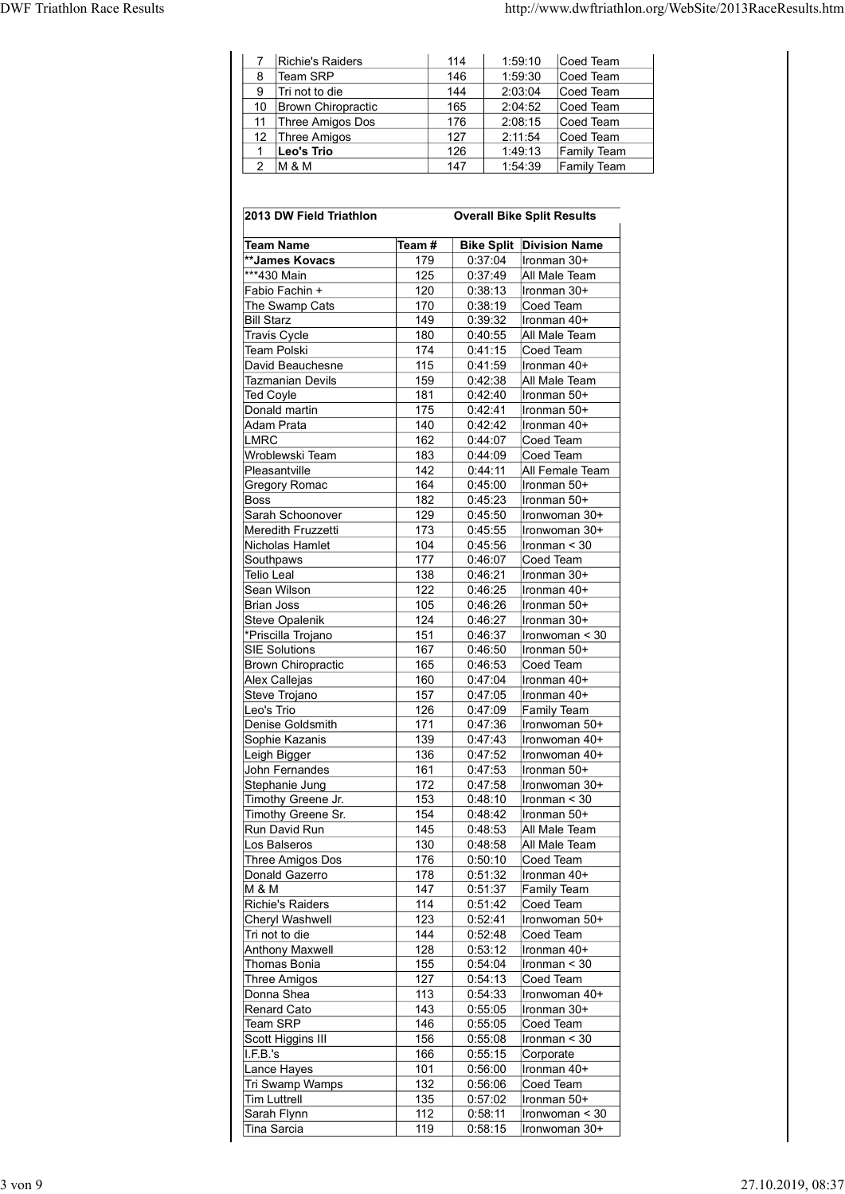| | | | | |
|---|---|---|---|---|
| 7 | Richie's Raiders | 114 | 1:59:10 | Coed Team |
| 8 | Team SRP | 146 | 1:59:30 | Coed Team |
| 9 | Tri not to die | 144 | 2:03:04 | Coed Team |
| 10 | Brown Chiropractic | 165 | 2:04:52 | Coed Team |
| 11 | Three Amigos Dos | 176 | 2:08:15 | Coed Team |
| 12 | Three Amigos | 127 | 2:11:54 | Coed Team |
| 1 | **Leo's Trio** | 126 | 1:49:13 | Family Team |
| 2 | M & M | 147 | 1:54:39 | Family Team |

| **2013 DW Field Triathlon** | | **Overall Bike Split Results** | |
|---|---|---|---|
| **Team Name** | **Team #** | **Bike Split** | **Division Name** |
| **\*\*James Kovacs** | 179 | 0:37:04 | Ironman 30+ |
| \*\*\*430 Main | 125 | 0:37:49 | All Male Team |
| Fabio Fachin + | 120 | 0:38:13 | Ironman 30+ |
| The Swamp Cats | 170 | 0:38:19 | Coed Team |
| Bill Starz | 149 | 0:39:32 | Ironman 40+ |
| Travis Cycle | 180 | 0:40:55 | All Male Team |
| Team Polski | 174 | 0:41:15 | Coed Team |
| David Beauchesne | 115 | 0:41:59 | Ironman 40+ |
| Tazmanian Devils | 159 | 0:42:38 | All Male Team |
| Ted Coyle | 181 | 0:42:40 | Ironman 50+ |
| Donald martin | 175 | 0:42:41 | Ironman 50+ |
| Adam Prata | 140 | 0:42:42 | Ironman 40+ |
| LMRC | 162 | 0:44:07 | Coed Team |
| Wroblewski Team | 183 | 0:44:09 | Coed Team |
| Pleasantville | 142 | 0:44:11 | All Female Team |
| Gregory Romac | 164 | 0:45:00 | Ironman 50+ |
| Boss | 182 | 0:45:23 | Ironman 50+ |
| Sarah Schoonover | 129 | 0:45:50 | Ironwoman 30+ |
| Meredith Fruzzetti | 173 | 0:45:55 | Ironwoman 30+ |
| Nicholas Hamlet | 104 | 0:45:56 | Ironman < 30 |
| Southpaws | 177 | 0:46:07 | Coed Team |
| Telio Leal | 138 | 0:46:21 | Ironman 30+ |
| Sean Wilson | 122 | 0:46:25 | Ironman 40+ |
| Brian Joss | 105 | 0:46:26 | Ironman 50+ |
| Steve Opalenik | 124 | 0:46:27 | Ironman 30+ |
| \*Priscilla Trojano | 151 | 0:46:37 | Ironwoman < 30 |
| SIE Solutions | 167 | 0:46:50 | Ironman 50+ |
| Brown Chiropractic | 165 | 0:46:53 | Coed Team |
| Alex Callejas | 160 | 0:47:04 | Ironman 40+ |
| Steve Trojano | 157 | 0:47:05 | Ironman 40+ |
| Leo's Trio | 126 | 0:47:09 | Family Team |
| Denise Goldsmith | 171 | 0:47:36 | Ironwoman 50+ |
| Sophie Kazanis | 139 | 0:47:43 | Ironwoman 40+ |
| Leigh Bigger | 136 | 0:47:52 | Ironwoman 40+ |
| John Fernandes | 161 | 0:47:53 | Ironman 50+ |
| Stephanie Jung | 172 | 0:47:58 | Ironwoman 30+ |
| Timothy Greene Jr. | 153 | 0:48:10 | Ironman < 30 |
| Timothy Greene Sr. | 154 | 0:48:42 | Ironman 50+ |
| Run David Run | 145 | 0:48:53 | All Male Team |
| Los Balseros | 130 | 0:48:58 | All Male Team |
| Three Amigos Dos | 176 | 0:50:10 | Coed Team |
| Donald Gazerro | 178 | 0:51:32 | Ironman 40+ |
| M & M | 147 | 0:51:37 | Family Team |
| Richie's Raiders | 114 | 0:51:42 | Coed Team |
| Cheryl Washwell | 123 | 0:52:41 | Ironwoman 50+ |
| Tri not to die | 144 | 0:52:48 | Coed Team |
| Anthony Maxwell | 128 | 0:53:12 | Ironman 40+ |
| Thomas Bonia | 155 | 0:54:04 | Ironman < 30 |
| Three Amigos | 127 | 0:54:13 | Coed Team |
| Donna Shea | 113 | 0:54:33 | Ironwoman 40+ |
| Renard Cato | 143 | 0:55:05 | Ironman 30+ |
| Team SRP | 146 | 0:55:05 | Coed Team |
| Scott Higgins III | 156 | 0:55:08 | Ironman < 30 |
| I.F.B.'s | 166 | 0:55:15 | Corporate |
| Lance Hayes | 101 | 0:56:00 | Ironman 40+ |
| Tri Swamp Wamps | 132 | 0:56:06 | Coed Team |
| Tim Luttrell | 135 | 0:57:02 | Ironman 50+ |
| Sarah Flynn | 112 | 0:58:11 | Ironwoman < 30 |
| Tina Sarcia | 119 | 0:58:15 | Ironwoman 30+ |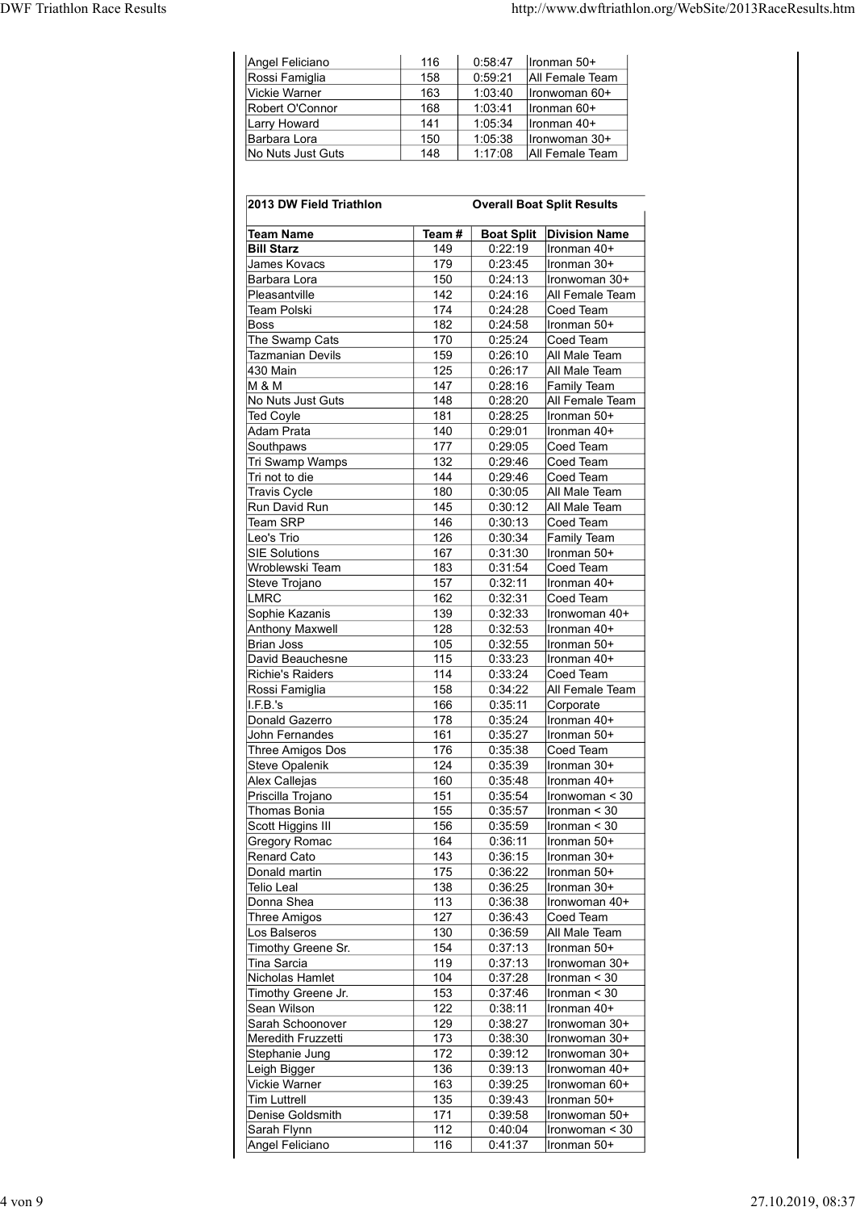| | | | |
|---|---|---|---|
| Angel Feliciano | 116 | 0:58:47 | Ironman 50+ |
| Rossi Famiglia | 158 | 0:59:21 | All Female Team |
| Vickie Warner | 163 | 1:03:40 | Ironwoman 60+ |
| Robert O'Connor | 168 | 1:03:41 | Ironman 60+ |
| Larry Howard | 141 | 1:05:34 | Ironman 40+ |
| Barbara Lora | 150 | 1:05:38 | Ironwoman 30+ |
| No Nuts Just Guts | 148 | 1:17:08 | All Female Team |

**2013 DW Field Triathlon** — **Overall Boat Split Results**

| Team Name | Team # | Boat Split | Division Name |
|---|---|---|---|
| **Bill Starz** | 149 | 0:22:19 | Ironman 40+ |
| James Kovacs | 179 | 0:23:45 | Ironman 30+ |
| Barbara Lora | 150 | 0:24:13 | Ironwoman 30+ |
| Pleasantville | 142 | 0:24:16 | All Female Team |
| Team Polski | 174 | 0:24:28 | Coed Team |
| Boss | 182 | 0:24:58 | Ironman 50+ |
| The Swamp Cats | 170 | 0:25:24 | Coed Team |
| Tazmanian Devils | 159 | 0:26:10 | All Male Team |
| 430 Main | 125 | 0:26:17 | All Male Team |
| M & M | 147 | 0:28:16 | Family Team |
| No Nuts Just Guts | 148 | 0:28:20 | All Female Team |
| Ted Coyle | 181 | 0:28:25 | Ironman 50+ |
| Adam Prata | 140 | 0:29:01 | Ironman 40+ |
| Southpaws | 177 | 0:29:05 | Coed Team |
| Tri Swamp Wamps | 132 | 0:29:46 | Coed Team |
| Tri not to die | 144 | 0:29:46 | Coed Team |
| Travis Cycle | 180 | 0:30:05 | All Male Team |
| Run David Run | 145 | 0:30:12 | All Male Team |
| Team SRP | 146 | 0:30:13 | Coed Team |
| Leo's Trio | 126 | 0:30:34 | Family Team |
| SIE Solutions | 167 | 0:31:30 | Ironman 50+ |
| Wroblewski Team | 183 | 0:31:54 | Coed Team |
| Steve Trojano | 157 | 0:32:11 | Ironman 40+ |
| LMRC | 162 | 0:32:31 | Coed Team |
| Sophie Kazanis | 139 | 0:32:33 | Ironwoman 40+ |
| Anthony Maxwell | 128 | 0:32:53 | Ironman 40+ |
| Brian Joss | 105 | 0:32:55 | Ironman 50+ |
| David Beauchesne | 115 | 0:33:23 | Ironman 40+ |
| Richie's Raiders | 114 | 0:33:24 | Coed Team |
| Rossi Famiglia | 158 | 0:34:22 | All Female Team |
| I.F.B.'s | 166 | 0:35:11 | Corporate |
| Donald Gazerro | 178 | 0:35:24 | Ironman 40+ |
| John Fernandes | 161 | 0:35:27 | Ironman 50+ |
| Three Amigos Dos | 176 | 0:35:38 | Coed Team |
| Steve Opalenik | 124 | 0:35:39 | Ironman 30+ |
| Alex Callejas | 160 | 0:35:48 | Ironman 40+ |
| Priscilla Trojano | 151 | 0:35:54 | Ironwoman < 30 |
| Thomas Bonia | 155 | 0:35:57 | Ironman < 30 |
| Scott Higgins III | 156 | 0:35:59 | Ironman < 30 |
| Gregory Romac | 164 | 0:36:11 | Ironman 50+ |
| Renard Cato | 143 | 0:36:15 | Ironman 30+ |
| Donald martin | 175 | 0:36:22 | Ironman 50+ |
| Telio Leal | 138 | 0:36:25 | Ironman 30+ |
| Donna Shea | 113 | 0:36:38 | Ironwoman 40+ |
| Three Amigos | 127 | 0:36:43 | Coed Team |
| Los Balseros | 130 | 0:36:59 | All Male Team |
| Timothy Greene Sr. | 154 | 0:37:13 | Ironman 50+ |
| Tina Sarcia | 119 | 0:37:13 | Ironwoman 30+ |
| Nicholas Hamlet | 104 | 0:37:28 | Ironman < 30 |
| Timothy Greene Jr. | 153 | 0:37:46 | Ironman < 30 |
| Sean Wilson | 122 | 0:38:11 | Ironman 40+ |
| Sarah Schoonover | 129 | 0:38:27 | Ironwoman 30+ |
| Meredith Fruzzetti | 173 | 0:38:30 | Ironwoman 30+ |
| Stephanie Jung | 172 | 0:39:12 | Ironwoman 30+ |
| Leigh Bigger | 136 | 0:39:13 | Ironwoman 40+ |
| Vickie Warner | 163 | 0:39:25 | Ironwoman 60+ |
| Tim Luttrell | 135 | 0:39:43 | Ironman 50+ |
| Denise Goldsmith | 171 | 0:39:58 | Ironwoman 50+ |
| Sarah Flynn | 112 | 0:40:04 | Ironwoman < 30 |
| Angel Feliciano | 116 | 0:41:37 | Ironman 50+ |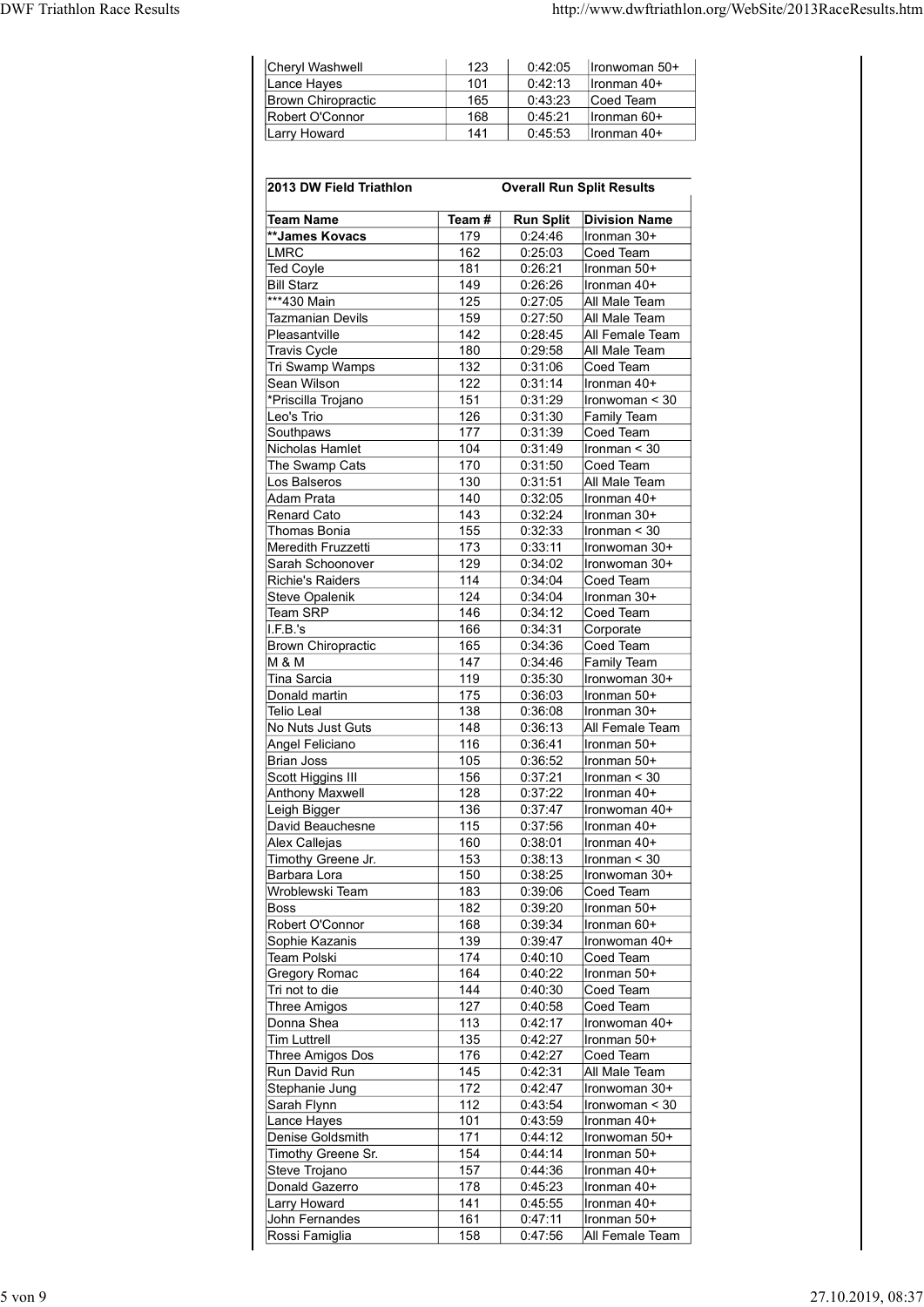| | | | |
|---|---|---|---|
| Cheryl Washwell | 123 | 0:42:05 | Ironwoman 50+ |
| Lance Hayes | 101 | 0:42:13 | Ironman 40+ |
| Brown Chiropractic | 165 | 0:43:23 | Coed Team |
| Robert O'Connor | 168 | 0:45:21 | Ironman 60+ |
| Larry Howard | 141 | 0:45:53 | Ironman 40+ |

## 2013 DW Field Triathlon — Overall Run Split Results

| Team Name | Team # | Run Split | Division Name |
|---|---|---|---|
| **James Kovacs | 179 | 0:24:46 | Ironman 30+ |
| LMRC | 162 | 0:25:03 | Coed Team |
| Ted Coyle | 181 | 0:26:21 | Ironman 50+ |
| Bill Starz | 149 | 0:26:26 | Ironman 40+ |
| ***430 Main | 125 | 0:27:05 | All Male Team |
| Tazmanian Devils | 159 | 0:27:50 | All Male Team |
| Pleasantville | 142 | 0:28:45 | All Female Team |
| Travis Cycle | 180 | 0:29:58 | All Male Team |
| Tri Swamp Wamps | 132 | 0:31:06 | Coed Team |
| Sean Wilson | 122 | 0:31:14 | Ironman 40+ |
| *Priscilla Trojano | 151 | 0:31:29 | Ironwoman < 30 |
| Leo's Trio | 126 | 0:31:30 | Family Team |
| Southpaws | 177 | 0:31:39 | Coed Team |
| Nicholas Hamlet | 104 | 0:31:49 | Ironman < 30 |
| The Swamp Cats | 170 | 0:31:50 | Coed Team |
| Los Balseros | 130 | 0:31:51 | All Male Team |
| Adam Prata | 140 | 0:32:05 | Ironman 40+ |
| Renard Cato | 143 | 0:32:24 | Ironman 30+ |
| Thomas Bonia | 155 | 0:32:33 | Ironman < 30 |
| Meredith Fruzzetti | 173 | 0:33:11 | Ironwoman 30+ |
| Sarah Schoonover | 129 | 0:34:02 | Ironwoman 30+ |
| Richie's Raiders | 114 | 0:34:04 | Coed Team |
| Steve Opalenik | 124 | 0:34:04 | Ironman 30+ |
| Team SRP | 146 | 0:34:12 | Coed Team |
| I.F.B.'s | 166 | 0:34:31 | Corporate |
| Brown Chiropractic | 165 | 0:34:36 | Coed Team |
| M & M | 147 | 0:34:46 | Family Team |
| Tina Sarcia | 119 | 0:35:30 | Ironwoman 30+ |
| Donald martin | 175 | 0:36:03 | Ironman 50+ |
| Telio Leal | 138 | 0:36:08 | Ironman 30+ |
| No Nuts Just Guts | 148 | 0:36:13 | All Female Team |
| Angel Feliciano | 116 | 0:36:41 | Ironman 50+ |
| Brian Joss | 105 | 0:36:52 | Ironman 50+ |
| Scott Higgins III | 156 | 0:37:21 | Ironman < 30 |
| Anthony Maxwell | 128 | 0:37:22 | Ironman 40+ |
| Leigh Bigger | 136 | 0:37:47 | Ironwoman 40+ |
| David Beauchesne | 115 | 0:37:56 | Ironman 40+ |
| Alex Callejas | 160 | 0:38:01 | Ironman 40+ |
| Timothy Greene Jr. | 153 | 0:38:13 | Ironman < 30 |
| Barbara Lora | 150 | 0:38:25 | Ironwoman 30+ |
| Wroblewski Team | 183 | 0:39:06 | Coed Team |
| Boss | 182 | 0:39:20 | Ironman 50+ |
| Robert O'Connor | 168 | 0:39:34 | Ironman 60+ |
| Sophie Kazanis | 139 | 0:39:47 | Ironwoman 40+ |
| Team Polski | 174 | 0:40:10 | Coed Team |
| Gregory Romac | 164 | 0:40:22 | Ironman 50+ |
| Tri not to die | 144 | 0:40:30 | Coed Team |
| Three Amigos | 127 | 0:40:58 | Coed Team |
| Donna Shea | 113 | 0:42:17 | Ironwoman 40+ |
| Tim Luttrell | 135 | 0:42:27 | Ironman 50+ |
| Three Amigos Dos | 176 | 0:42:27 | Coed Team |
| Run David Run | 145 | 0:42:31 | All Male Team |
| Stephanie Jung | 172 | 0:42:47 | Ironwoman 30+ |
| Sarah Flynn | 112 | 0:43:54 | Ironwoman < 30 |
| Lance Hayes | 101 | 0:43:59 | Ironman 40+ |
| Denise Goldsmith | 171 | 0:44:12 | Ironwoman 50+ |
| Timothy Greene Sr. | 154 | 0:44:14 | Ironman 50+ |
| Steve Trojano | 157 | 0:44:36 | Ironman 40+ |
| Donald Gazerro | 178 | 0:45:23 | Ironman 40+ |
| Larry Howard | 141 | 0:45:55 | Ironman 40+ |
| John Fernandes | 161 | 0:47:11 | Ironman 50+ |
| Rossi Famiglia | 158 | 0:47:56 | All Female Team |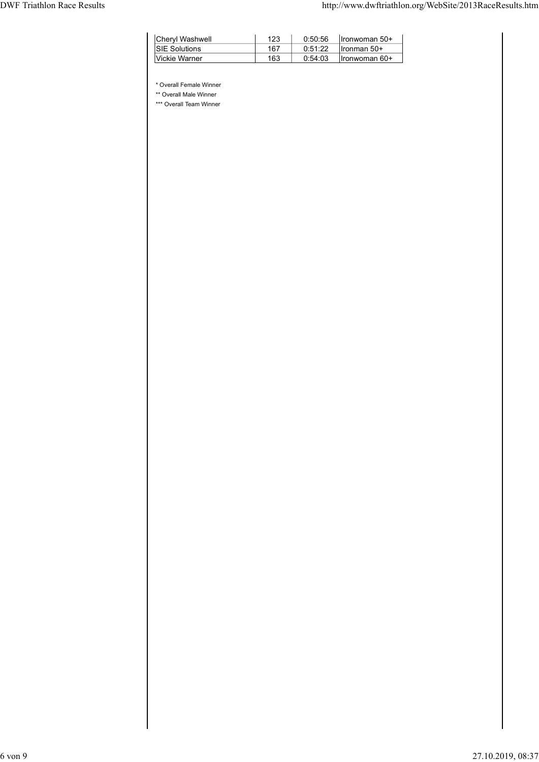| Cheryl Washwell | 123 | 0:50:56 | Ironwoman 50+ |
|---|---|---|---|
| SIE Solutions | 167 | 0:51:22 | Ironman 50+ |
| Vickie Warner | 163 | 0:54:03 | Ironwoman 60+ |

* Overall Female Winner

** Overall Male Winner

*** Overall Team Winner